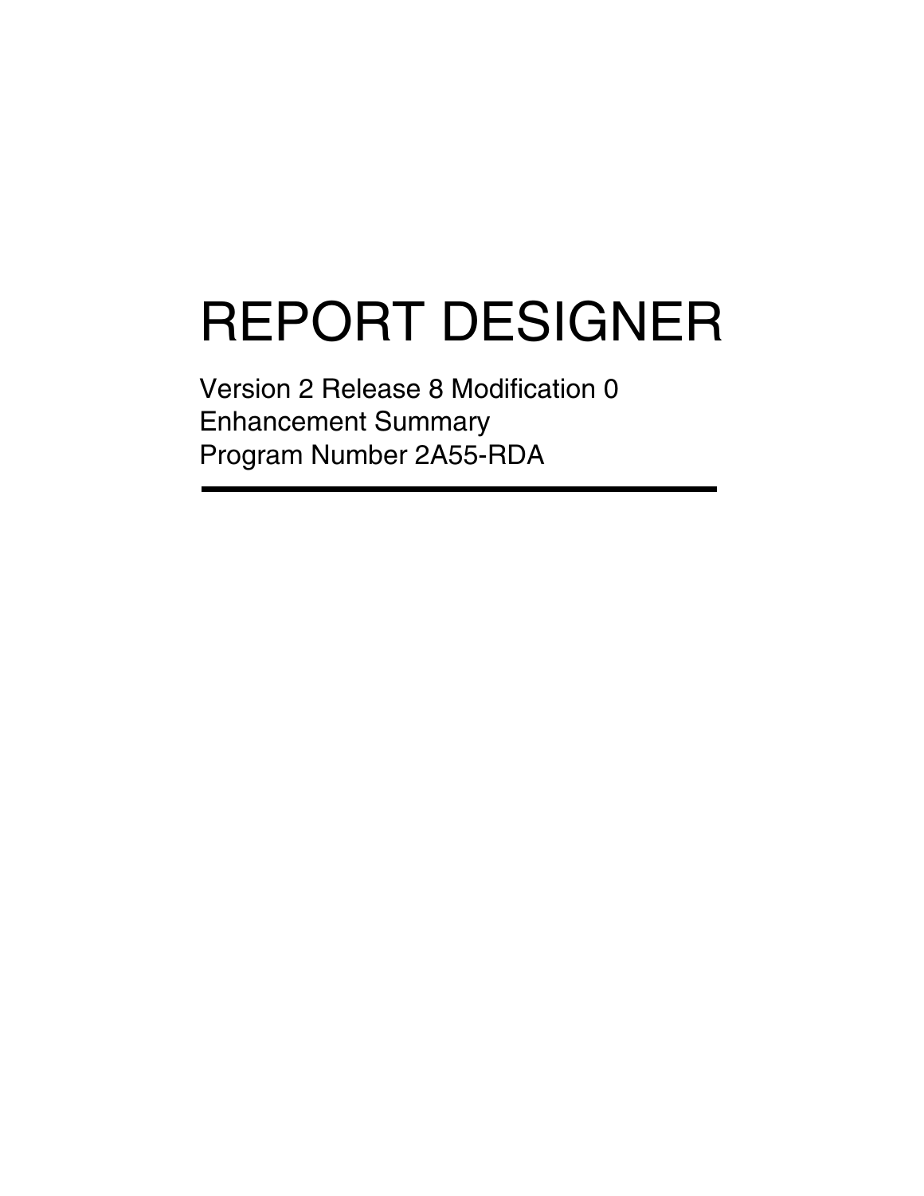# REPORT DESIGNER

Version 2 Release 8 Modification 0
Enhancement Summary
Program Number 2A55-RDA

---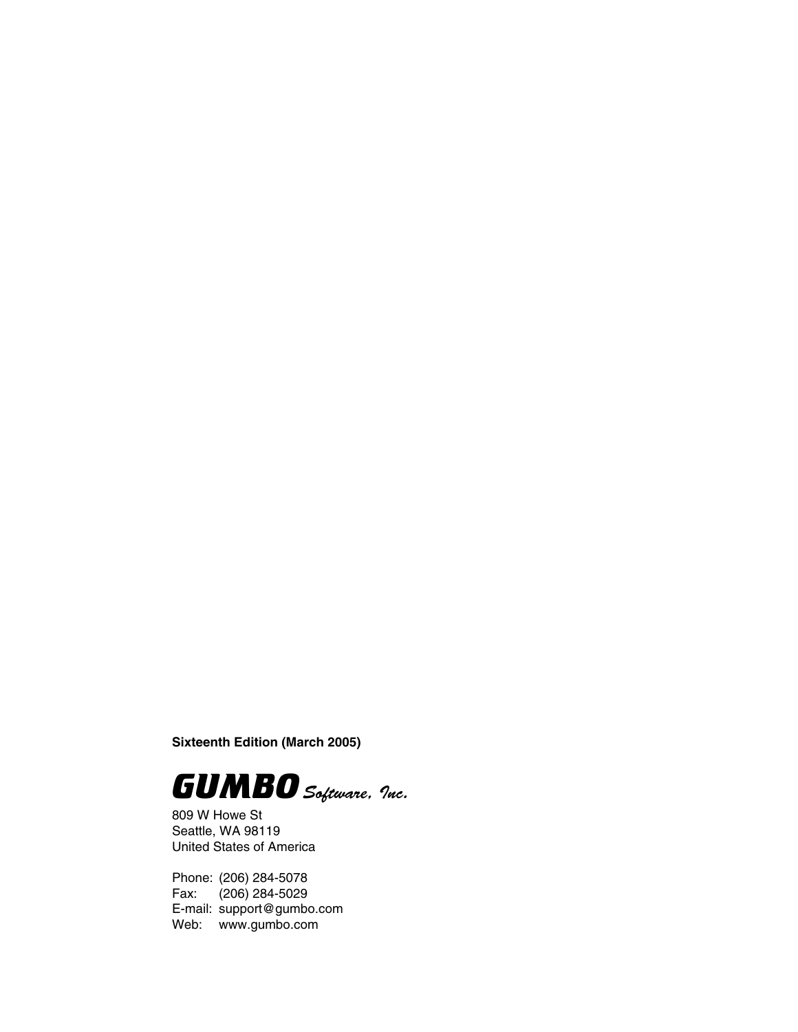**Sixteenth Edition (March 2005)**

***GUMBO*** *Software, Inc.*

809 W Howe St
Seattle, WA 98119
United States of America

Phone: (206) 284-5078
Fax: (206) 284-5029
E-mail: support@gumbo.com
Web: www.gumbo.com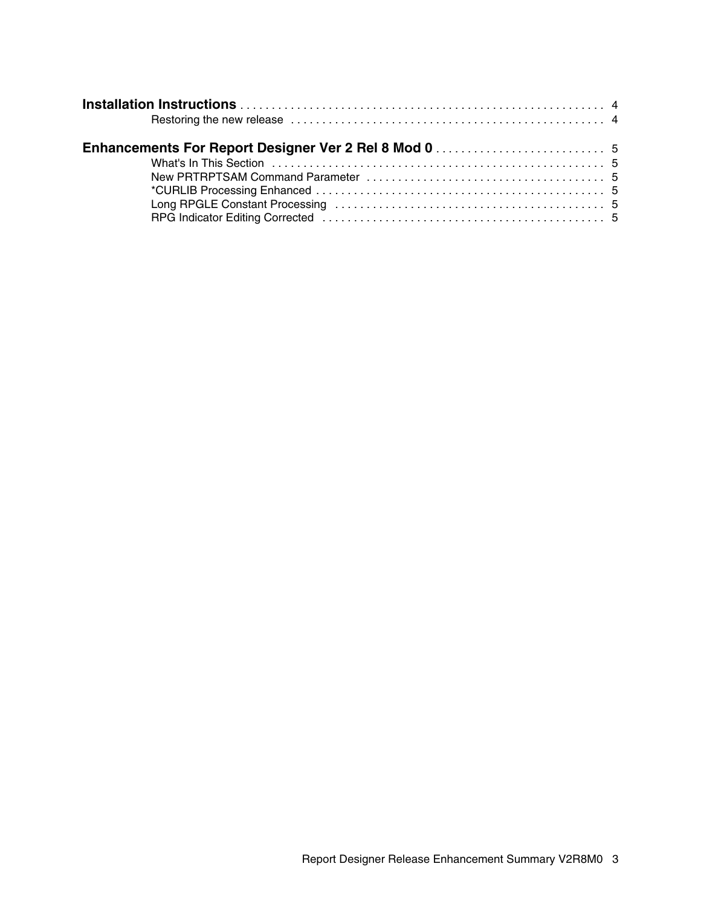**Installation Instructions** . . . . . . . . . . . . . . . . . . . . . . . . . . . . . . . . . . . . . . . . . . . . . . . . . . . . . . . . . 4

Restoring the new release . . . . . . . . . . . . . . . . . . . . . . . . . . . . . . . . . . . . . . . . . . . . . . . . . . 4

**Enhancements For Report Designer Ver 2 Rel 8 Mod 0** . . . . . . . . . . . . . . . . . . . . . . . . . . . 5

What's In This Section . . . . . . . . . . . . . . . . . . . . . . . . . . . . . . . . . . . . . . . . . . . . . . . . . . . . . 5

New PRTRPTSAM Command Parameter . . . . . . . . . . . . . . . . . . . . . . . . . . . . . . . . . . . . . . 5

*CURLIB Processing Enhanced . . . . . . . . . . . . . . . . . . . . . . . . . . . . . . . . . . . . . . . . . . . . . . 5

Long RPGLE Constant Processing . . . . . . . . . . . . . . . . . . . . . . . . . . . . . . . . . . . . . . . . . . . 5

RPG Indicator Editing Corrected . . . . . . . . . . . . . . . . . . . . . . . . . . . . . . . . . . . . . . . . . . . . . 5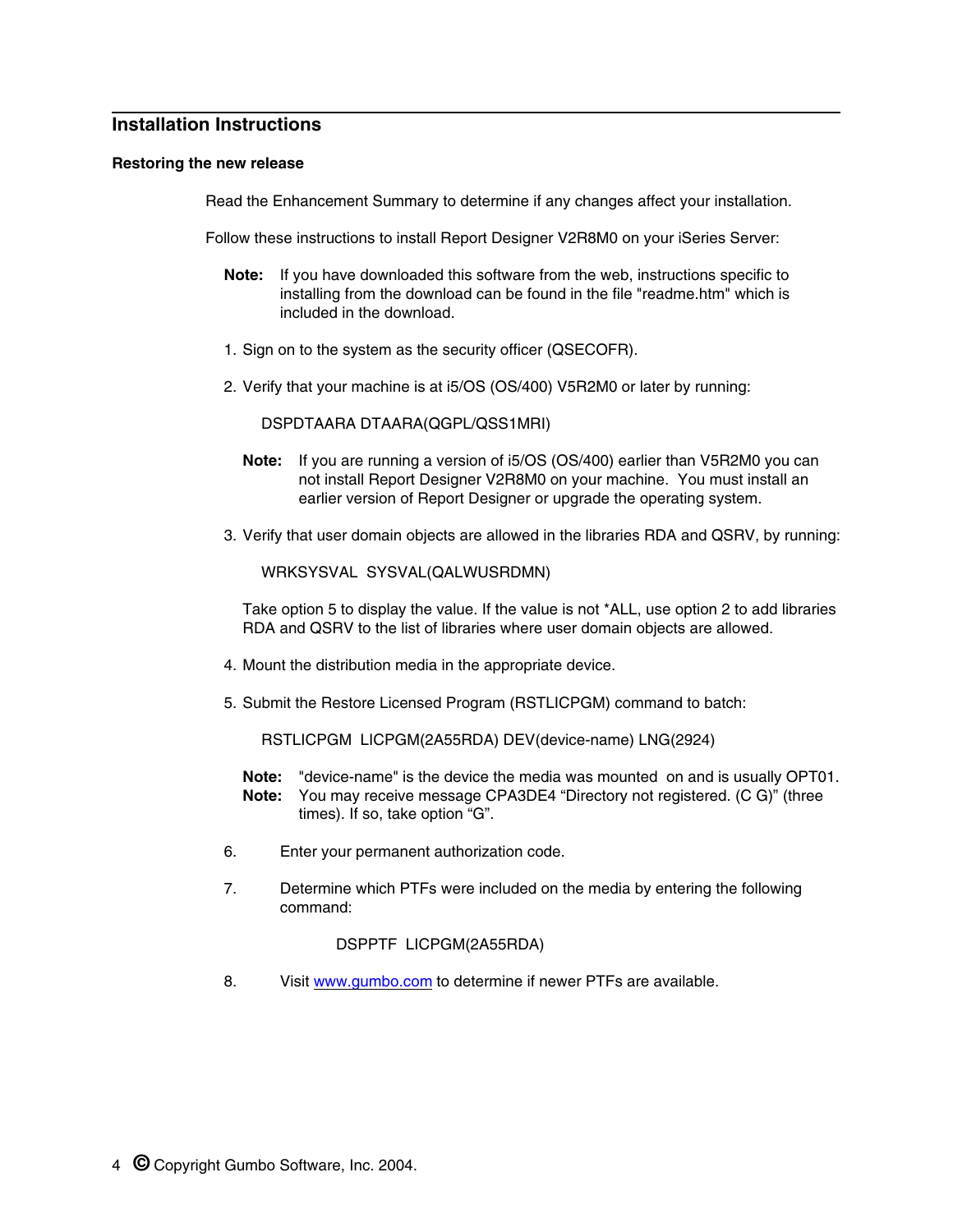## Installation Instructions

### Restoring the new release

Read the Enhancement Summary to determine if any changes affect your installation.

Follow these instructions to install Report Designer V2R8M0 on your iSeries Server:

**Note:** If you have downloaded this software from the web, instructions specific to installing from the download can be found in the file "readme.htm" which is included in the download.

1. Sign on to the system as the security officer (QSECOFR).

2. Verify that your machine is at i5/OS (OS/400) V5R2M0 or later by running:

   ```
   DSPDTAARA DTAARA(QGPL/QSS1MRI)
   ```

   **Note:** If you are running a version of i5/OS (OS/400) earlier than V5R2M0 you can not install Report Designer V2R8M0 on your machine. You must install an earlier version of Report Designer or upgrade the operating system.

3. Verify that user domain objects are allowed in the libraries RDA and QSRV, by running:

   ```
   WRKSYSVAL  SYSVAL(QALWUSRDMN)
   ```

   Take option 5 to display the value. If the value is not *ALL, use option 2 to add libraries RDA and QSRV to the list of libraries where user domain objects are allowed.

4. Mount the distribution media in the appropriate device.

5. Submit the Restore Licensed Program (RSTLICPGM) command to batch:

   ```
   RSTLICPGM  LICPGM(2A55RDA) DEV(device-name) LNG(2924)
   ```

   **Note:** "device-name" is the device the media was mounted on and is usually OPT01.
   **Note:** You may receive message CPA3DE4 “Directory not registered. (C G)” (three times). If so, take option “G”.

6. Enter your permanent authorization code.

7. Determine which PTFs were included on the media by entering the following command:

   ```
   DSPPTF  LICPGM(2A55RDA)
   ```

8. Visit [www.gumbo.com](http://www.gumbo.com) to determine if newer PTFs are available.

© Copyright Gumbo Software, Inc. 2004.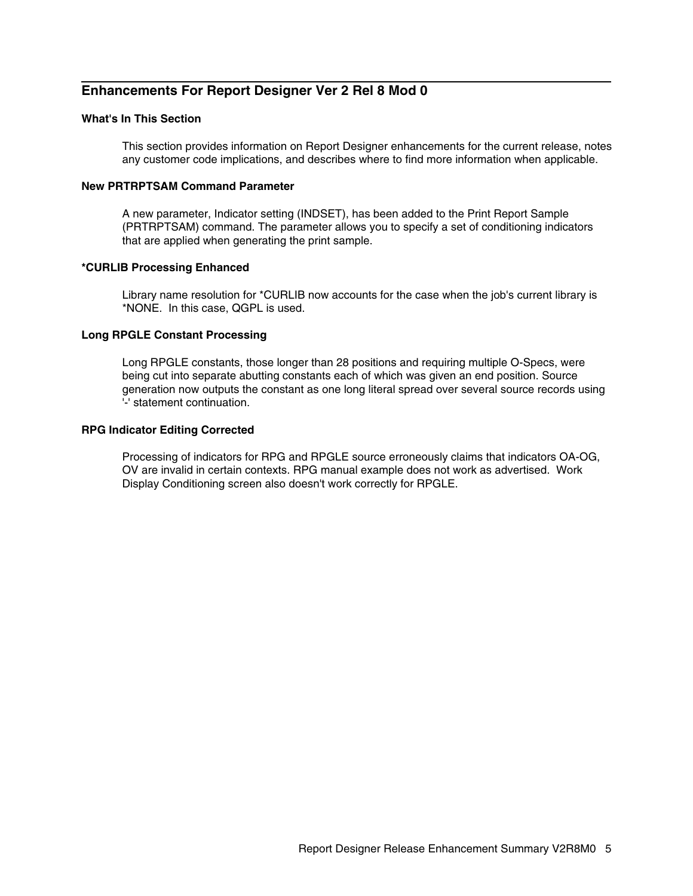## Enhancements For Report Designer Ver 2 Rel 8 Mod 0

### What's In This Section

This section provides information on Report Designer enhancements for the current release, notes any customer code implications, and describes where to find more information when applicable.

### New PRTRPTSAM Command Parameter

A new parameter, Indicator setting (INDSET), has been added to the Print Report Sample (PRTRPTSAM) command. The parameter allows you to specify a set of conditioning indicators that are applied when generating the print sample.

### *CURLIB Processing Enhanced

Library name resolution for *CURLIB now accounts for the case when the job's current library is *NONE. In this case, QGPL is used.

### Long RPGLE Constant Processing

Long RPGLE constants, those longer than 28 positions and requiring multiple O-Specs, were being cut into separate abutting constants each of which was given an end position. Source generation now outputs the constant as one long literal spread over several source records using '-' statement continuation.

### RPG Indicator Editing Corrected

Processing of indicators for RPG and RPGLE source erroneously claims that indicators OA-OG, OV are invalid in certain contexts. RPG manual example does not work as advertised. Work Display Conditioning screen also doesn't work correctly for RPGLE.